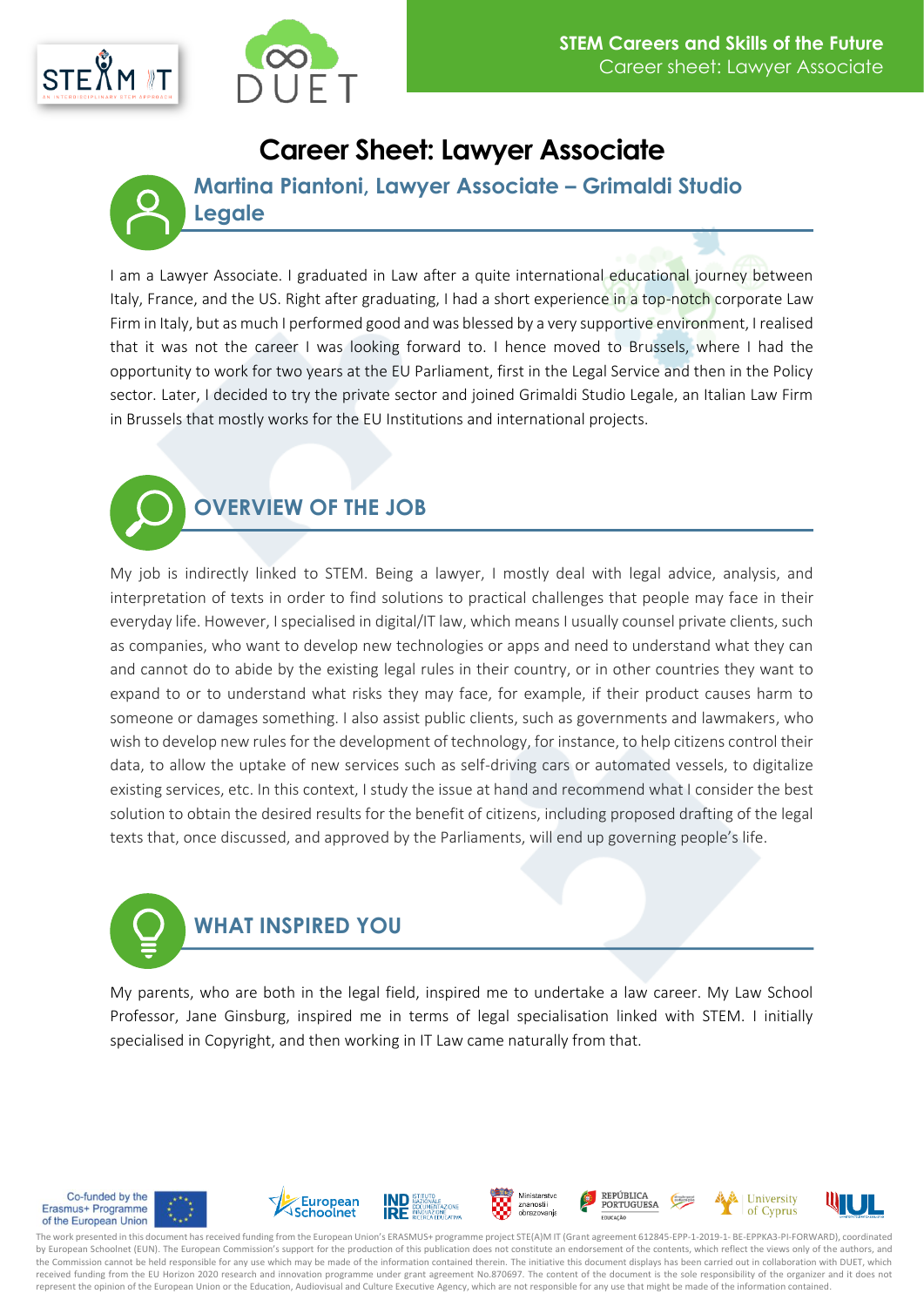# Career Sheet: Lawyer Associate

## Martina Piantoni, Lawyer Associate – Grimaldi Studio Legale

I am a Lawyer Associate. I graduated in Law after a quite international educational journey between Italy, France, and the US. Right after graduating, I had a short experience in a top-notch corporate Law Firm in Italy, but as much I performed good and was blessed by a very supportive environment, I realised that it was not the career I was looking forward to. I hence moved to Brussels, where I had the opportunity to work for two years at the EU Parliament, first in the Legal Service and then in the Policy sector. Later, I decided to try the private sector and joined Grimaldi Studio Legale, an Italian Law Firm in Brussels that mostly works for the EU Institutions and international projects.

## OVERVIEW OF THE JOB

My job is indirectly linked to STEM. Being a lawyer, I mostly deal with legal advice, analysis, and interpretation of texts in order to find solutions to practical challenges that people may face in their everyday life. However, I specialised in digital/IT law, which means I usually counsel private clients, such as companies, who want to develop new technologies or apps and need to understand what they can and cannot do to abide by the existing legal rules in their country, or in other countries they want to expand to or to understand what risks they may face, for example, if their product causes harm to someone or damages something. I also assist public clients, such as governments and lawmakers, who wish to develop new rules for the development of technology, for instance, to help citizens control their data, to allow the uptake of new services such as self-driving cars or automated vessels, to digitalize existing services, etc. In this context, I study the issue at hand and recommend what I consider the best solution to obtain the desired results for the benefit of citizens, including proposed drafting of the legal texts that, once discussed, and approved by the Parliaments, will end up governing people's life.

## WHAT INSPIRED YOU

My parents, who are both in the legal field, inspired me to undertake a law career. My Law School Professor, Jane Ginsburg, inspired me in terms of legal specialisation linked with STEM. I initially specialised in Copyright, and then working in IT Law came naturally from that.

The work presented in this document has received funding from the European Union's ERASMUS+ programme project STE(A)M IT (Grant agreement 612845-EPP-1-2019-1- BE-EPPKA3-PI-FORWARD), coordinated by European Schoolnet (EUN). The European Commission's support for the production of this publication does not constitute an endorsement of the contents, which reflect the views only of the authors, and the Commission cannot be held responsible for any use which may be made of the information contained therein. The initiative this document displays has been carried out in collaboration with DUET, which received funding from the EU Horizon 2020 research and innovation programme under grant agreement No.870697. The content of the document is the sole responsibility of the organizer and it does not represent the opinion of the European Union or the Education, Audiovisual and Culture Executive Agency, which are not responsible for any use that might be made of the information contained.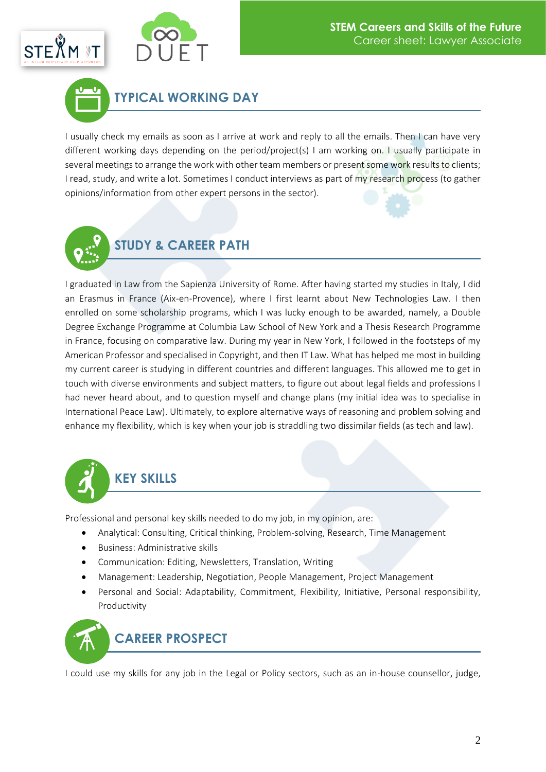## TYPICAL WORKING DAY

I usually check my emails as soon as I arrive at work and reply to all the emails. Then I can have very different working days depending on the period/project(s) I am working on. I usually participate in several meetings to arrange the work with other team members or present some work results to clients; I read, study, and write a lot. Sometimes I conduct interviews as part of my research process (to gather opinions/information from other expert persons in the sector).

## STUDY & CAREER PATH

I graduated in Law from the Sapienza University of Rome. After having started my studies in Italy, I did an Erasmus in France (Aix-en-Provence), where I first learnt about New Technologies Law. I then enrolled on some scholarship programs, which I was lucky enough to be awarded, namely, a Double Degree Exchange Programme at Columbia Law School of New York and a Thesis Research Programme in France, focusing on comparative law. During my year in New York, I followed in the footsteps of my American Professor and specialised in Copyright, and then IT Law. What has helped me most in building my current career is studying in different countries and different languages. This allowed me to get in touch with diverse environments and subject matters, to figure out about legal fields and professions I had never heard about, and to question myself and change plans (my initial idea was to specialise in International Peace Law). Ultimately, to explore alternative ways of reasoning and problem solving and enhance my flexibility, which is key when your job is straddling two dissimilar fields (as tech and law).

## KEY SKILLS

Professional and personal key skills needed to do my job, in my opinion, are:

- Analytical: Consulting, Critical thinking, Problem-solving, Research, Time Management
- Business: Administrative skills
- Communication: Editing, Newsletters, Translation, Writing
- Management: Leadership, Negotiation, People Management, Project Management
- Personal and Social: Adaptability, Commitment, Flexibility, Initiative, Personal responsibility, Productivity

## CAREER PROSPECT

I could use my skills for any job in the Legal or Policy sectors, such as an in-house counsellor, judge,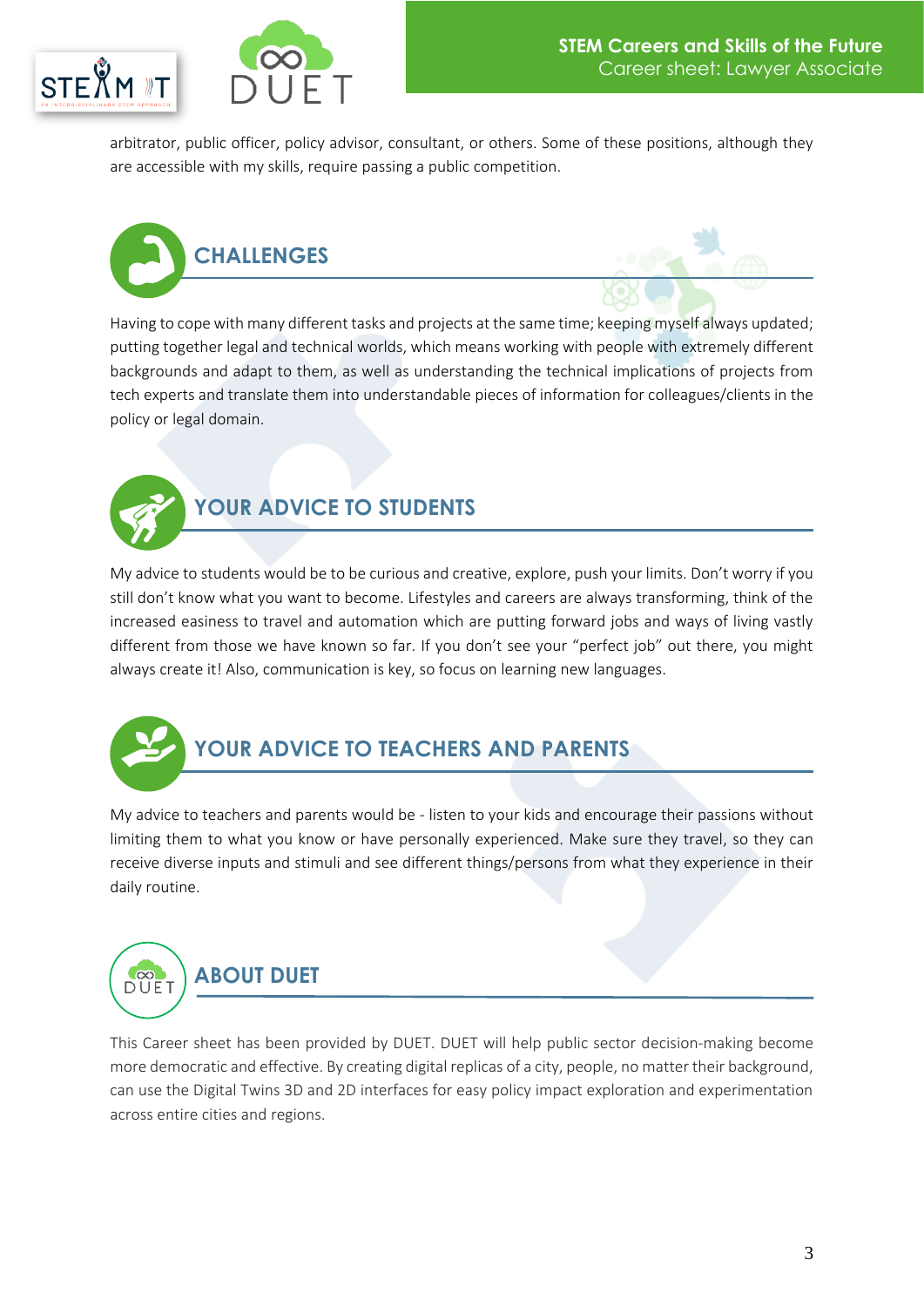arbitrator, public officer, policy advisor, consultant, or others. Some of these positions, although they are accessible with my skills, require passing a public competition.

## CHALLENGES

Having to cope with many different tasks and projects at the same time; keeping myself always updated; putting together legal and technical worlds, which means working with people with extremely different backgrounds and adapt to them, as well as understanding the technical implications of projects from tech experts and translate them into understandable pieces of information for colleagues/clients in the policy or legal domain.

## YOUR ADVICE TO STUDENTS

My advice to students would be to be curious and creative, explore, push your limits. Don't worry if you still don't know what you want to become. Lifestyles and careers are always transforming, think of the increased easiness to travel and automation which are putting forward jobs and ways of living vastly different from those we have known so far. If you don't see your "perfect job" out there, you might always create it! Also, communication is key, so focus on learning new languages.

## YOUR ADVICE TO TEACHERS AND PARENTS

My advice to teachers and parents would be - listen to your kids and encourage their passions without limiting them to what you know or have personally experienced. Make sure they travel, so they can receive diverse inputs and stimuli and see different things/persons from what they experience in their daily routine.

## ABOUT DUET

This Career sheet has been provided by DUET. DUET will help public sector decision-making become more democratic and effective. By creating digital replicas of a city, people, no matter their background, can use the Digital Twins 3D and 2D interfaces for easy policy impact exploration and experimentation across entire cities and regions.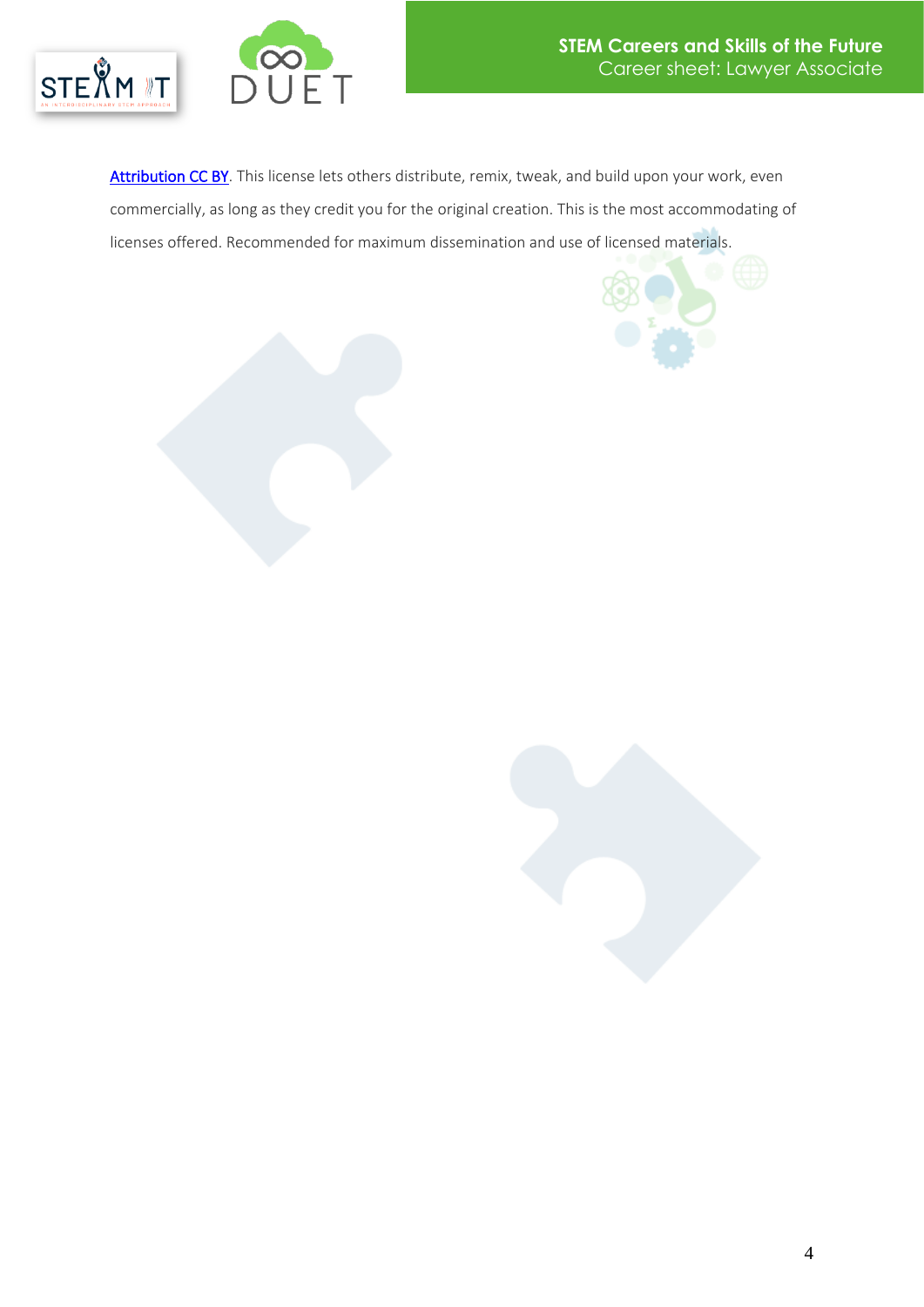[Attribution CC BY](). This license lets others distribute, remix, tweak, and build upon your work, even commercially, as long as they credit you for the original creation. This is the most accommodating of licenses offered. Recommended for maximum dissemination and use of licensed materials.